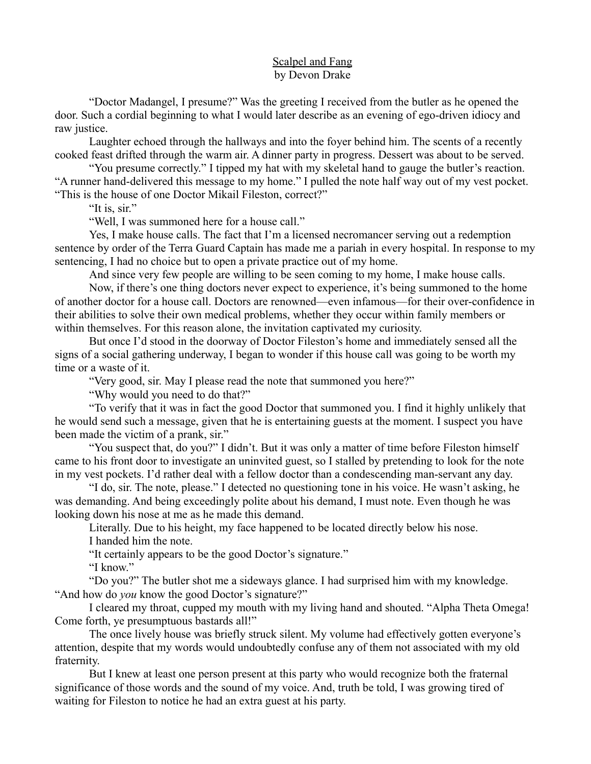# Scalpel and Fang

by Devon Drake

"Doctor Madangel, I presume?" Was the greeting I received from the butler as he opened the door. Such a cordial beginning to what I would later describe as an evening of ego-driven idiocy and raw justice.

Laughter echoed through the hallways and into the foyer behind him. The scents of a recently cooked feast drifted through the warm air. A dinner party in progress. Dessert was about to be served.

"You presume correctly." I tipped my hat with my skeletal hand to gauge the butler's reaction. "A runner hand-delivered this message to my home." I pulled the note half way out of my vest pocket. "This is the house of one Doctor Mikail Fileston, correct?"

"It is, sir."

"Well, I was summoned here for a house call."

Yes, I make house calls. The fact that I'm a licensed necromancer serving out a redemption sentence by order of the Terra Guard Captain has made me a pariah in every hospital. In response to my sentencing, I had no choice but to open a private practice out of my home.

And since very few people are willing to be seen coming to my home, I make house calls.

Now, if there's one thing doctors never expect to experience, it's being summoned to the home of another doctor for a house call. Doctors are renowned—even infamous—for their over-confidence in their abilities to solve their own medical problems, whether they occur within family members or within themselves. For this reason alone, the invitation captivated my curiosity.

But once I'd stood in the doorway of Doctor Fileston's home and immediately sensed all the signs of a social gathering underway, I began to wonder if this house call was going to be worth my time or a waste of it.

"Very good, sir. May I please read the note that summoned you here?"

"Why would you need to do that?"

"To verify that it was in fact the good Doctor that summoned you. I find it highly unlikely that he would send such a message, given that he is entertaining guests at the moment. I suspect you have been made the victim of a prank, sir."

"You suspect that, do you?" I didn't. But it was only a matter of time before Fileston himself came to his front door to investigate an uninvited guest, so I stalled by pretending to look for the note in my vest pockets. I'd rather deal with a fellow doctor than a condescending man-servant any day.

"I do, sir. The note, please." I detected no questioning tone in his voice. He wasn't asking, he was demanding. And being exceedingly polite about his demand, I must note. Even though he was looking down his nose at me as he made this demand.

Literally. Due to his height, my face happened to be located directly below his nose.

I handed him the note.

"It certainly appears to be the good Doctor's signature."

"I know."

"Do you?" The butler shot me a sideways glance. I had surprised him with my knowledge. "And how do *you* know the good Doctor's signature?"

I cleared my throat, cupped my mouth with my living hand and shouted. "Alpha Theta Omega! Come forth, ye presumptuous bastards all!"

The once lively house was briefly struck silent. My volume had effectively gotten everyone's attention, despite that my words would undoubtedly confuse any of them not associated with my old fraternity.

But I knew at least one person present at this party who would recognize both the fraternal significance of those words and the sound of my voice. And, truth be told, I was growing tired of waiting for Fileston to notice he had an extra guest at his party.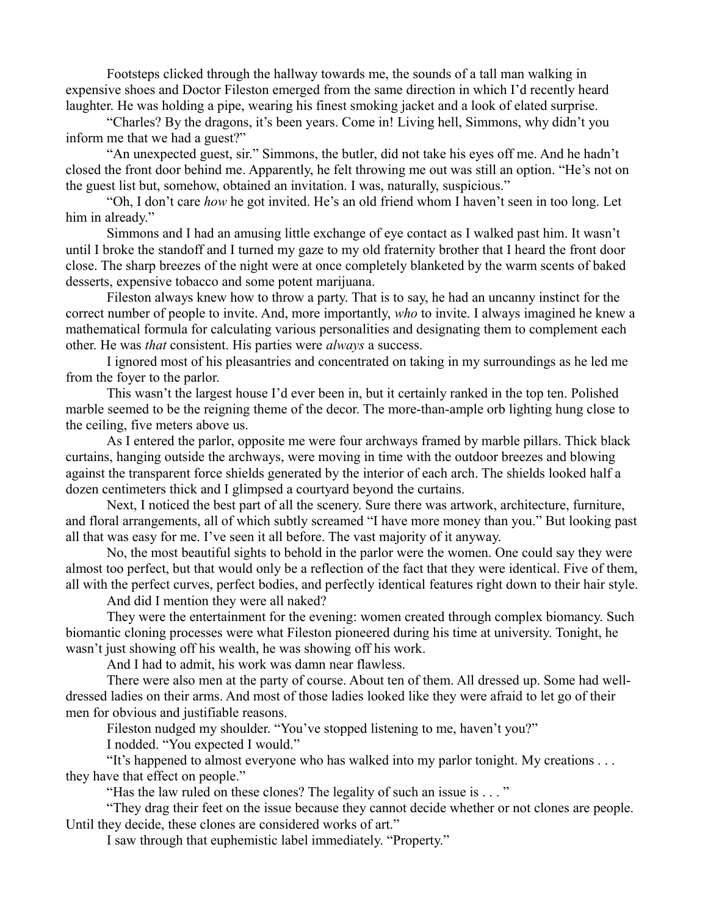Footsteps clicked through the hallway towards me, the sounds of a tall man walking in expensive shoes and Doctor Fileston emerged from the same direction in which I'd recently heard laughter. He was holding a pipe, wearing his finest smoking jacket and a look of elated surprise.

"Charles? By the dragons, it's been years. Come in! Living hell, Simmons, why didn't you inform me that we had a guest?"

"An unexpected guest, sir." Simmons, the butler, did not take his eyes off me. And he hadn't closed the front door behind me. Apparently, he felt throwing me out was still an option. "He's not on the guest list but, somehow, obtained an invitation. I was, naturally, suspicious."

"Oh, I don't care *how* he got invited. He's an old friend whom I haven't seen in too long. Let him in already."

Simmons and I had an amusing little exchange of eye contact as I walked past him. It wasn't until I broke the standoff and I turned my gaze to my old fraternity brother that I heard the front door close. The sharp breezes of the night were at once completely blanketed by the warm scents of baked desserts, expensive tobacco and some potent marijuana.

Fileston always knew how to throw a party. That is to say, he had an uncanny instinct for the correct number of people to invite. And, more importantly, *who* to invite. I always imagined he knew a mathematical formula for calculating various personalities and designating them to complement each other. He was *that* consistent. His parties were *always* a success.

I ignored most of his pleasantries and concentrated on taking in my surroundings as he led me from the foyer to the parlor.

This wasn't the largest house I'd ever been in, but it certainly ranked in the top ten. Polished marble seemed to be the reigning theme of the decor. The more-than-ample orb lighting hung close to the ceiling, five meters above us.

As I entered the parlor, opposite me were four archways framed by marble pillars. Thick black curtains, hanging outside the archways, were moving in time with the outdoor breezes and blowing against the transparent force shields generated by the interior of each arch. The shields looked half a dozen centimeters thick and I glimpsed a courtyard beyond the curtains.

Next, I noticed the best part of all the scenery. Sure there was artwork, architecture, furniture, and floral arrangements, all of which subtly screamed "I have more money than you." But looking past all that was easy for me. I've seen it all before. The vast majority of it anyway.

No, the most beautiful sights to behold in the parlor were the women. One could say they were almost too perfect, but that would only be a reflection of the fact that they were identical. Five of them, all with the perfect curves, perfect bodies, and perfectly identical features right down to their hair style.

And did I mention they were all naked?

They were the entertainment for the evening: women created through complex biomancy. Such biomantic cloning processes were what Fileston pioneered during his time at university. Tonight, he wasn't just showing off his wealth, he was showing off his work.

And I had to admit, his work was damn near flawless.

There were also men at the party of course. About ten of them. All dressed up. Some had well-dressed ladies on their arms. And most of those ladies looked like they were afraid to let go of their men for obvious and justifiable reasons.

Fileston nudged my shoulder. "You've stopped listening to me, haven't you?"

I nodded. "You expected I would."

"It's happened to almost everyone who has walked into my parlor tonight. My creations . . . they have that effect on people."

"Has the law ruled on these clones? The legality of such an issue is . . . "

"They drag their feet on the issue because they cannot decide whether or not clones are people. Until they decide, these clones are considered works of art."

I saw through that euphemistic label immediately. "Property."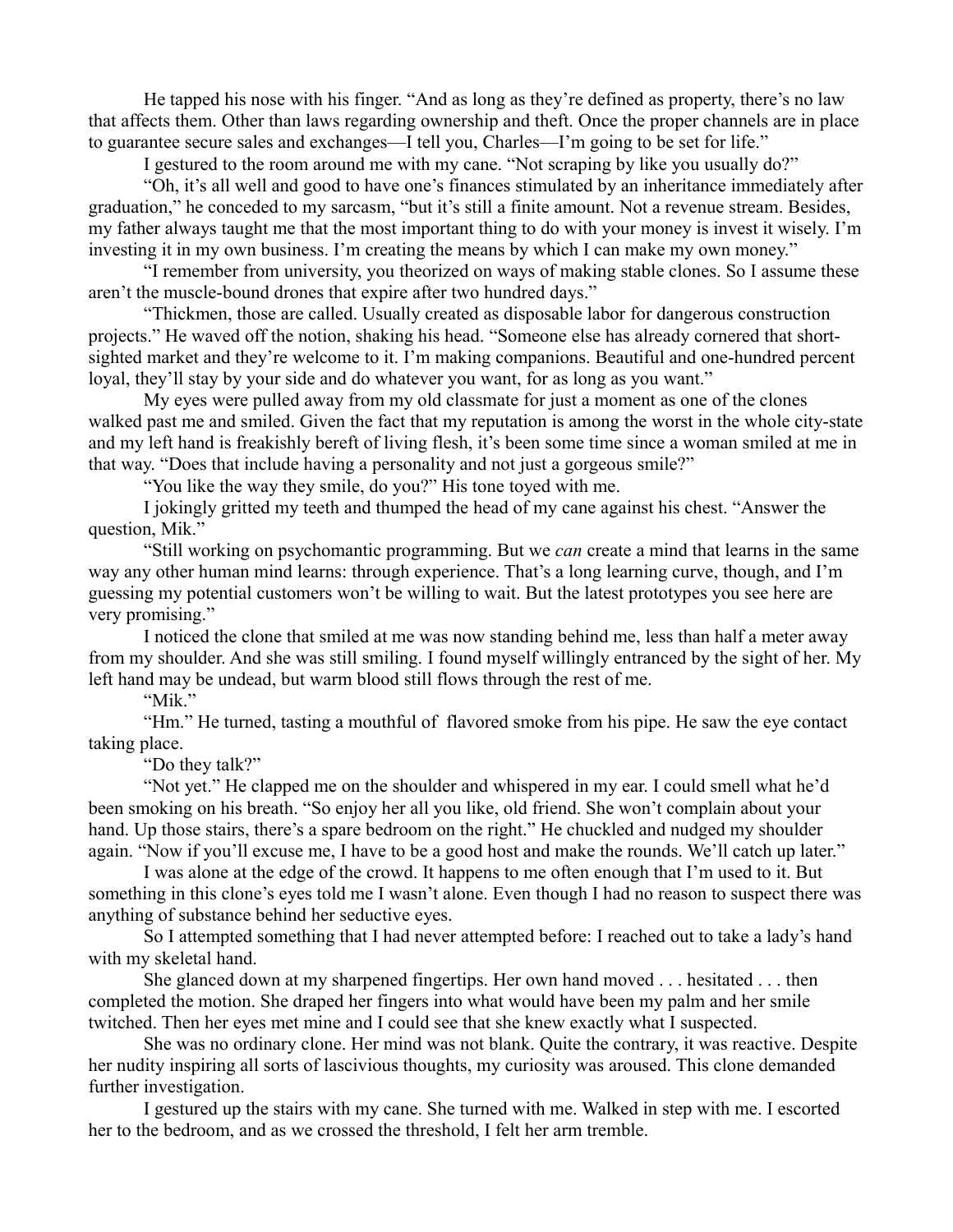He tapped his nose with his finger. "And as long as they're defined as property, there's no law that affects them. Other than laws regarding ownership and theft. Once the proper channels are in place to guarantee secure sales and exchanges—I tell you, Charles—I'm going to be set for life."

I gestured to the room around me with my cane. "Not scraping by like you usually do?"

"Oh, it's all well and good to have one's finances stimulated by an inheritance immediately after graduation," he conceded to my sarcasm, "but it's still a finite amount. Not a revenue stream. Besides, my father always taught me that the most important thing to do with your money is invest it wisely. I'm investing it in my own business. I'm creating the means by which I can make my own money."

"I remember from university, you theorized on ways of making stable clones. So I assume these aren't the muscle-bound drones that expire after two hundred days."

"Thickmen, those are called. Usually created as disposable labor for dangerous construction projects." He waved off the notion, shaking his head. "Someone else has already cornered that short-sighted market and they're welcome to it. I'm making companions. Beautiful and one-hundred percent loyal, they'll stay by your side and do whatever you want, for as long as you want."

My eyes were pulled away from my old classmate for just a moment as one of the clones walked past me and smiled. Given the fact that my reputation is among the worst in the whole city-state and my left hand is freakishly bereft of living flesh, it's been some time since a woman smiled at me in that way. "Does that include having a personality and not just a gorgeous smile?"

"You like the way they smile, do you?" His tone toyed with me.

I jokingly gritted my teeth and thumped the head of my cane against his chest. "Answer the question, Mik."

"Still working on psychomantic programming. But we *can* create a mind that learns in the same way any other human mind learns: through experience. That's a long learning curve, though, and I'm guessing my potential customers won't be willing to wait. But the latest prototypes you see here are very promising."

I noticed the clone that smiled at me was now standing behind me, less than half a meter away from my shoulder. And she was still smiling. I found myself willingly entranced by the sight of her. My left hand may be undead, but warm blood still flows through the rest of me.

"Mik."

"Hm." He turned, tasting a mouthful of flavored smoke from his pipe. He saw the eye contact taking place.

"Do they talk?"

"Not yet." He clapped me on the shoulder and whispered in my ear. I could smell what he'd been smoking on his breath. "So enjoy her all you like, old friend. She won't complain about your hand. Up those stairs, there's a spare bedroom on the right." He chuckled and nudged my shoulder again. "Now if you'll excuse me, I have to be a good host and make the rounds. We'll catch up later."

I was alone at the edge of the crowd. It happens to me often enough that I'm used to it. But something in this clone's eyes told me I wasn't alone. Even though I had no reason to suspect there was anything of substance behind her seductive eyes.

So I attempted something that I had never attempted before: I reached out to take a lady's hand with my skeletal hand.

She glanced down at my sharpened fingertips. Her own hand moved . . . hesitated . . . then completed the motion. She draped her fingers into what would have been my palm and her smile twitched. Then her eyes met mine and I could see that she knew exactly what I suspected.

She was no ordinary clone. Her mind was not blank. Quite the contrary, it was reactive. Despite her nudity inspiring all sorts of lascivious thoughts, my curiosity was aroused. This clone demanded further investigation.

I gestured up the stairs with my cane. She turned with me. Walked in step with me. I escorted her to the bedroom, and as we crossed the threshold, I felt her arm tremble.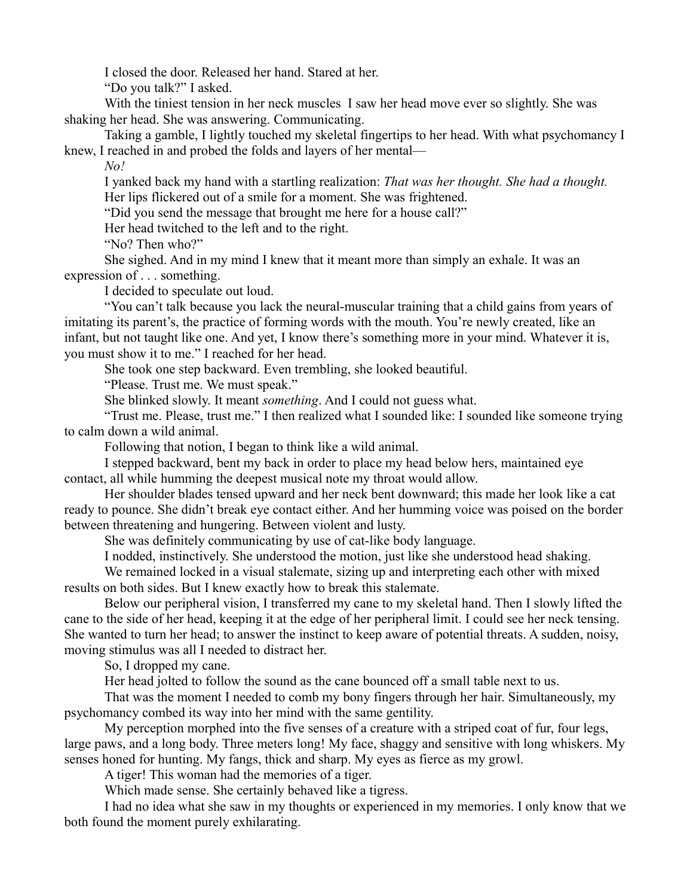I closed the door. Released her hand. Stared at her.

"Do you talk?" I asked.

With the tiniest tension in her neck muscles I saw her head move ever so slightly. She was shaking her head. She was answering. Communicating.

Taking a gamble, I lightly touched my skeletal fingertips to her head. With what psychomancy I knew, I reached in and probed the folds and layers of her mental—

*No!*

I yanked back my hand with a startling realization: *That was her thought. She had a thought.*

Her lips flickered out of a smile for a moment. She was frightened.

"Did you send the message that brought me here for a house call?"

Her head twitched to the left and to the right.

"No? Then who?"

She sighed. And in my mind I knew that it meant more than simply an exhale. It was an expression of . . . something.

I decided to speculate out loud.

"You can't talk because you lack the neural-muscular training that a child gains from years of imitating its parent's, the practice of forming words with the mouth. You're newly created, like an infant, but not taught like one. And yet, I know there's something more in your mind. Whatever it is, you must show it to me." I reached for her head.

She took one step backward. Even trembling, she looked beautiful.

"Please. Trust me. We must speak."

She blinked slowly. It meant *something*. And I could not guess what.

"Trust me. Please, trust me." I then realized what I sounded like: I sounded like someone trying to calm down a wild animal.

Following that notion, I began to think like a wild animal.

I stepped backward, bent my back in order to place my head below hers, maintained eye contact, all while humming the deepest musical note my throat would allow.

Her shoulder blades tensed upward and her neck bent downward; this made her look like a cat ready to pounce. She didn't break eye contact either. And her humming voice was poised on the border between threatening and hungering. Between violent and lusty.

She was definitely communicating by use of cat-like body language.

I nodded, instinctively. She understood the motion, just like she understood head shaking.

We remained locked in a visual stalemate, sizing up and interpreting each other with mixed results on both sides. But I knew exactly how to break this stalemate.

Below our peripheral vision, I transferred my cane to my skeletal hand. Then I slowly lifted the cane to the side of her head, keeping it at the edge of her peripheral limit. I could see her neck tensing. She wanted to turn her head; to answer the instinct to keep aware of potential threats. A sudden, noisy, moving stimulus was all I needed to distract her.

So, I dropped my cane.

Her head jolted to follow the sound as the cane bounced off a small table next to us.

That was the moment I needed to comb my bony fingers through her hair. Simultaneously, my psychomancy combed its way into her mind with the same gentility.

My perception morphed into the five senses of a creature with a striped coat of fur, four legs, large paws, and a long body. Three meters long! My face, shaggy and sensitive with long whiskers. My senses honed for hunting. My fangs, thick and sharp. My eyes as fierce as my growl.

A tiger! This woman had the memories of a tiger.

Which made sense. She certainly behaved like a tigress.

I had no idea what she saw in my thoughts or experienced in my memories. I only know that we both found the moment purely exhilarating.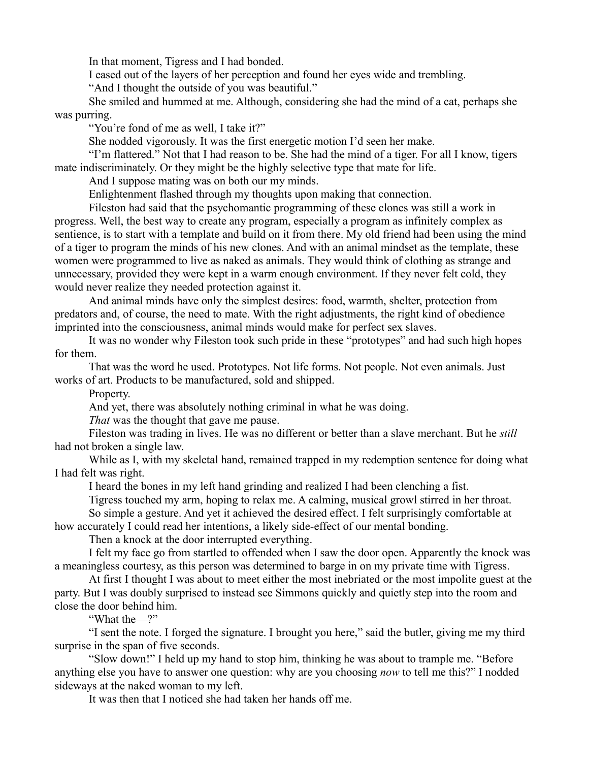In that moment, Tigress and I had bonded.

I eased out of the layers of her perception and found her eyes wide and trembling.

"And I thought the outside of you was beautiful."

She smiled and hummed at me. Although, considering she had the mind of a cat, perhaps she was purring.

"You're fond of me as well, I take it?"

She nodded vigorously. It was the first energetic motion I'd seen her make.

"I'm flattered." Not that I had reason to be. She had the mind of a tiger. For all I know, tigers mate indiscriminately. Or they might be the highly selective type that mate for life.

And I suppose mating was on both our my minds.

Enlightenment flashed through my thoughts upon making that connection.

Fileston had said that the psychomantic programming of these clones was still a work in progress. Well, the best way to create any program, especially a program as infinitely complex as sentience, is to start with a template and build on it from there. My old friend had been using the mind of a tiger to program the minds of his new clones. And with an animal mindset as the template, these women were programmed to live as naked as animals. They would think of clothing as strange and unnecessary, provided they were kept in a warm enough environment. If they never felt cold, they would never realize they needed protection against it.

And animal minds have only the simplest desires: food, warmth, shelter, protection from predators and, of course, the need to mate. With the right adjustments, the right kind of obedience imprinted into the consciousness, animal minds would make for perfect sex slaves.

It was no wonder why Fileston took such pride in these "prototypes" and had such high hopes for them.

That was the word he used. Prototypes. Not life forms. Not people. Not even animals. Just works of art. Products to be manufactured, sold and shipped.

Property.

And yet, there was absolutely nothing criminal in what he was doing.

*That* was the thought that gave me pause.

Fileston was trading in lives. He was no different or better than a slave merchant. But he *still* had not broken a single law.

While as I, with my skeletal hand, remained trapped in my redemption sentence for doing what I had felt was right.

I heard the bones in my left hand grinding and realized I had been clenching a fist.

Tigress touched my arm, hoping to relax me. A calming, musical growl stirred in her throat.

So simple a gesture. And yet it achieved the desired effect. I felt surprisingly comfortable at how accurately I could read her intentions, a likely side-effect of our mental bonding.

Then a knock at the door interrupted everything.

I felt my face go from startled to offended when I saw the door open. Apparently the knock was a meaningless courtesy, as this person was determined to barge in on my private time with Tigress.

At first I thought I was about to meet either the most inebriated or the most impolite guest at the party. But I was doubly surprised to instead see Simmons quickly and quietly step into the room and close the door behind him.

"What the—?"

"I sent the note. I forged the signature. I brought you here," said the butler, giving me my third surprise in the span of five seconds.

"Slow down!" I held up my hand to stop him, thinking he was about to trample me. "Before anything else you have to answer one question: why are you choosing *now* to tell me this?" I nodded sideways at the naked woman to my left.

It was then that I noticed she had taken her hands off me.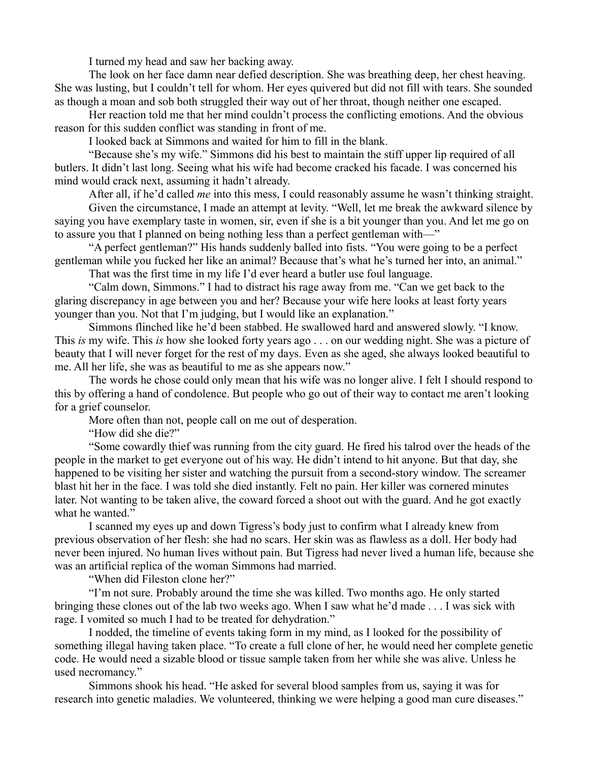I turned my head and saw her backing away.

The look on her face damn near defied description. She was breathing deep, her chest heaving. She was lusting, but I couldn't tell for whom. Her eyes quivered but did not fill with tears. She sounded as though a moan and sob both struggled their way out of her throat, though neither one escaped.

Her reaction told me that her mind couldn't process the conflicting emotions. And the obvious reason for this sudden conflict was standing in front of me.

I looked back at Simmons and waited for him to fill in the blank.

"Because she's my wife." Simmons did his best to maintain the stiff upper lip required of all butlers. It didn't last long. Seeing what his wife had become cracked his facade. I was concerned his mind would crack next, assuming it hadn't already.

After all, if he'd called *me* into this mess, I could reasonably assume he wasn't thinking straight.

Given the circumstance, I made an attempt at levity. "Well, let me break the awkward silence by saying you have exemplary taste in women, sir, even if she is a bit younger than you. And let me go on to assure you that I planned on being nothing less than a perfect gentleman with—"

"A perfect gentleman?" His hands suddenly balled into fists. "You were going to be a perfect gentleman while you fucked her like an animal? Because that's what he's turned her into, an animal."

That was the first time in my life I'd ever heard a butler use foul language.

"Calm down, Simmons." I had to distract his rage away from me. "Can we get back to the glaring discrepancy in age between you and her? Because your wife here looks at least forty years younger than you. Not that I'm judging, but I would like an explanation."

Simmons flinched like he'd been stabbed. He swallowed hard and answered slowly. "I know. This *is* my wife. This *is* how she looked forty years ago . . . on our wedding night. She was a picture of beauty that I will never forget for the rest of my days. Even as she aged, she always looked beautiful to me. All her life, she was as beautiful to me as she appears now."

The words he chose could only mean that his wife was no longer alive. I felt I should respond to this by offering a hand of condolence. But people who go out of their way to contact me aren't looking for a grief counselor.

More often than not, people call on me out of desperation.

"How did she die?"

"Some cowardly thief was running from the city guard. He fired his talrod over the heads of the people in the market to get everyone out of his way. He didn't intend to hit anyone. But that day, she happened to be visiting her sister and watching the pursuit from a second-story window. The screamer blast hit her in the face. I was told she died instantly. Felt no pain. Her killer was cornered minutes later. Not wanting to be taken alive, the coward forced a shoot out with the guard. And he got exactly what he wanted."

I scanned my eyes up and down Tigress's body just to confirm what I already knew from previous observation of her flesh: she had no scars. Her skin was as flawless as a doll. Her body had never been injured. No human lives without pain. But Tigress had never lived a human life, because she was an artificial replica of the woman Simmons had married.

"When did Fileston clone her?"

"I'm not sure. Probably around the time she was killed. Two months ago. He only started bringing these clones out of the lab two weeks ago. When I saw what he'd made . . . I was sick with rage. I vomited so much I had to be treated for dehydration."

I nodded, the timeline of events taking form in my mind, as I looked for the possibility of something illegal having taken place. "To create a full clone of her, he would need her complete genetic code. He would need a sizable blood or tissue sample taken from her while she was alive. Unless he used necromancy."

Simmons shook his head. "He asked for several blood samples from us, saying it was for research into genetic maladies. We volunteered, thinking we were helping a good man cure diseases."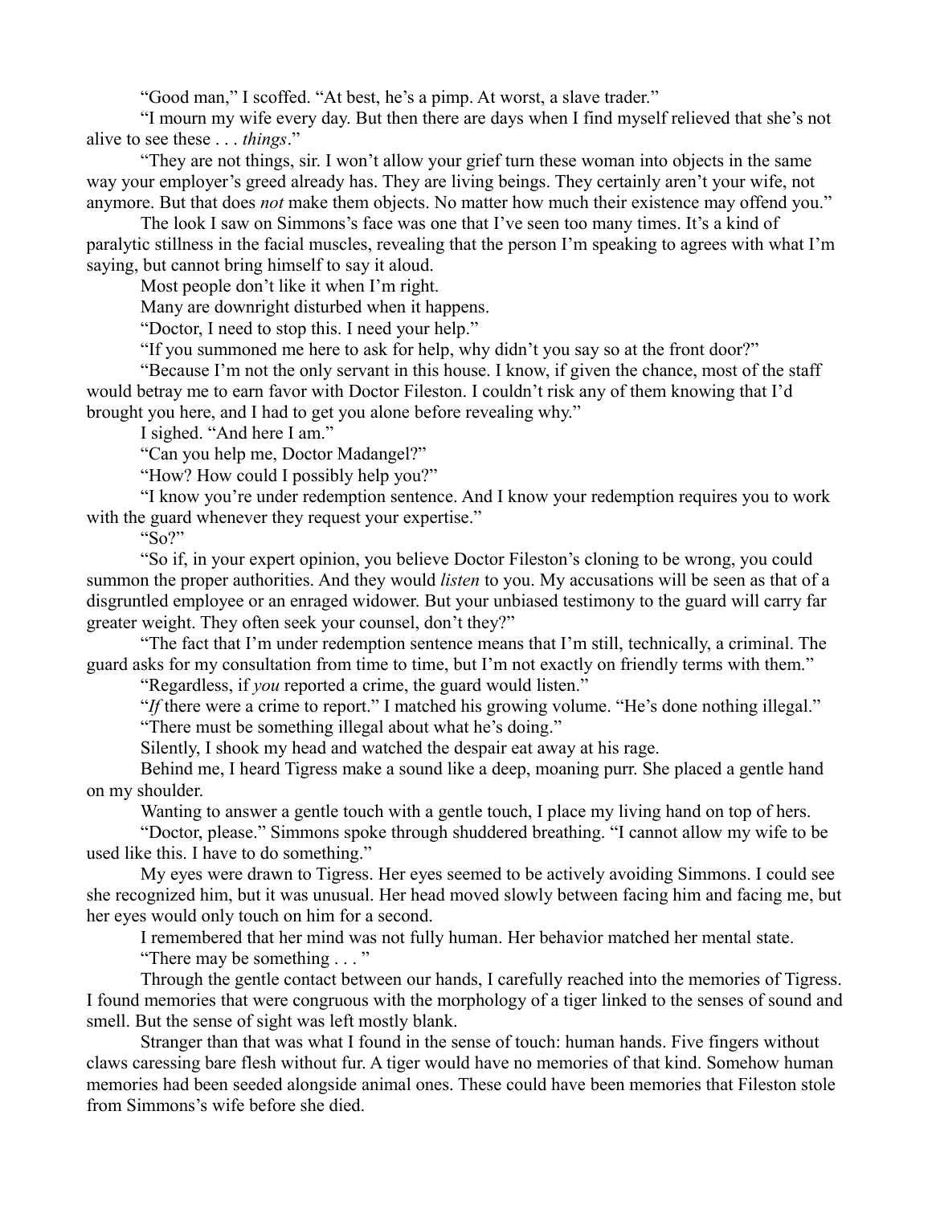"Good man," I scoffed. "At best, he's a pimp. At worst, a slave trader."

"I mourn my wife every day. But then there are days when I find myself relieved that she's not alive to see these . . . *things*."

"They are not things, sir. I won't allow your grief turn these woman into objects in the same way your employer's greed already has. They are living beings. They certainly aren't your wife, not anymore. But that does *not* make them objects. No matter how much their existence may offend you."

The look I saw on Simmons's face was one that I've seen too many times. It's a kind of paralytic stillness in the facial muscles, revealing that the person I'm speaking to agrees with what I'm saying, but cannot bring himself to say it aloud.

Most people don't like it when I'm right.

Many are downright disturbed when it happens.

"Doctor, I need to stop this. I need your help."

"If you summoned me here to ask for help, why didn't you say so at the front door?"

"Because I'm not the only servant in this house. I know, if given the chance, most of the staff would betray me to earn favor with Doctor Fileston. I couldn't risk any of them knowing that I'd brought you here, and I had to get you alone before revealing why."

I sighed. "And here I am."

"Can you help me, Doctor Madangel?"

"How? How could I possibly help you?"

"I know you're under redemption sentence. And I know your redemption requires you to work with the guard whenever they request your expertise."

"So?"

"So if, in your expert opinion, you believe Doctor Fileston's cloning to be wrong, you could summon the proper authorities. And they would *listen* to you. My accusations will be seen as that of a disgruntled employee or an enraged widower. But your unbiased testimony to the guard will carry far greater weight. They often seek your counsel, don't they?"

"The fact that I'm under redemption sentence means that I'm still, technically, a criminal. The guard asks for my consultation from time to time, but I'm not exactly on friendly terms with them."

"Regardless, if *you* reported a crime, the guard would listen."

"*If* there were a crime to report." I matched his growing volume. "He's done nothing illegal."

"There must be something illegal about what he's doing."

Silently, I shook my head and watched the despair eat away at his rage.

Behind me, I heard Tigress make a sound like a deep, moaning purr. She placed a gentle hand on my shoulder.

Wanting to answer a gentle touch with a gentle touch, I place my living hand on top of hers.

"Doctor, please." Simmons spoke through shuddered breathing. "I cannot allow my wife to be used like this. I have to do something."

My eyes were drawn to Tigress. Her eyes seemed to be actively avoiding Simmons. I could see she recognized him, but it was unusual. Her head moved slowly between facing him and facing me, but her eyes would only touch on him for a second.

I remembered that her mind was not fully human. Her behavior matched her mental state.

"There may be something . . . "

Through the gentle contact between our hands, I carefully reached into the memories of Tigress. I found memories that were congruous with the morphology of a tiger linked to the senses of sound and smell. But the sense of sight was left mostly blank.

Stranger than that was what I found in the sense of touch: human hands. Five fingers without claws caressing bare flesh without fur. A tiger would have no memories of that kind. Somehow human memories had been seeded alongside animal ones. These could have been memories that Fileston stole from Simmons's wife before she died.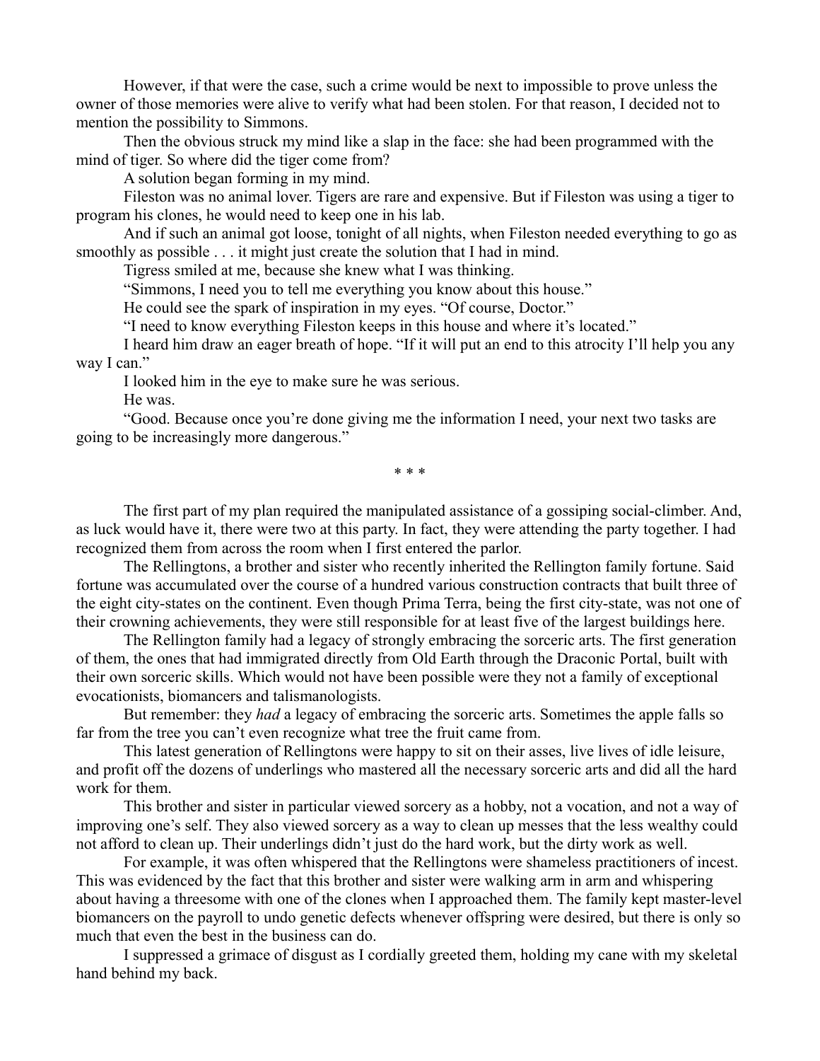However, if that were the case, such a crime would be next to impossible to prove unless the owner of those memories were alive to verify what had been stolen. For that reason, I decided not to mention the possibility to Simmons.

Then the obvious struck my mind like a slap in the face: she had been programmed with the mind of tiger. So where did the tiger come from?

A solution began forming in my mind.

Fileston was no animal lover. Tigers are rare and expensive. But if Fileston was using a tiger to program his clones, he would need to keep one in his lab.

And if such an animal got loose, tonight of all nights, when Fileston needed everything to go as smoothly as possible . . . it might just create the solution that I had in mind.

Tigress smiled at me, because she knew what I was thinking.

"Simmons, I need you to tell me everything you know about this house."

He could see the spark of inspiration in my eyes. "Of course, Doctor."

"I need to know everything Fileston keeps in this house and where it's located."

I heard him draw an eager breath of hope. "If it will put an end to this atrocity I'll help you any way I can."

I looked him in the eye to make sure he was serious.

He was.

"Good. Because once you're done giving me the information I need, your next two tasks are going to be increasingly more dangerous."

\* \* \*

The first part of my plan required the manipulated assistance of a gossiping social-climber. And, as luck would have it, there were two at this party. In fact, they were attending the party together. I had recognized them from across the room when I first entered the parlor.

The Rellingtons, a brother and sister who recently inherited the Rellington family fortune. Said fortune was accumulated over the course of a hundred various construction contracts that built three of the eight city-states on the continent. Even though Prima Terra, being the first city-state, was not one of their crowning achievements, they were still responsible for at least five of the largest buildings here.

The Rellington family had a legacy of strongly embracing the sorceric arts. The first generation of them, the ones that had immigrated directly from Old Earth through the Draconic Portal, built with their own sorceric skills. Which would not have been possible were they not a family of exceptional evocationists, biomancers and talismanologists.

But remember: they *had* a legacy of embracing the sorceric arts. Sometimes the apple falls so far from the tree you can't even recognize what tree the fruit came from.

This latest generation of Rellingtons were happy to sit on their asses, live lives of idle leisure, and profit off the dozens of underlings who mastered all the necessary sorceric arts and did all the hard work for them.

This brother and sister in particular viewed sorcery as a hobby, not a vocation, and not a way of improving one's self. They also viewed sorcery as a way to clean up messes that the less wealthy could not afford to clean up. Their underlings didn't just do the hard work, but the dirty work as well.

For example, it was often whispered that the Rellingtons were shameless practitioners of incest. This was evidenced by the fact that this brother and sister were walking arm in arm and whispering about having a threesome with one of the clones when I approached them. The family kept master-level biomancers on the payroll to undo genetic defects whenever offspring were desired, but there is only so much that even the best in the business can do.

I suppressed a grimace of disgust as I cordially greeted them, holding my cane with my skeletal hand behind my back.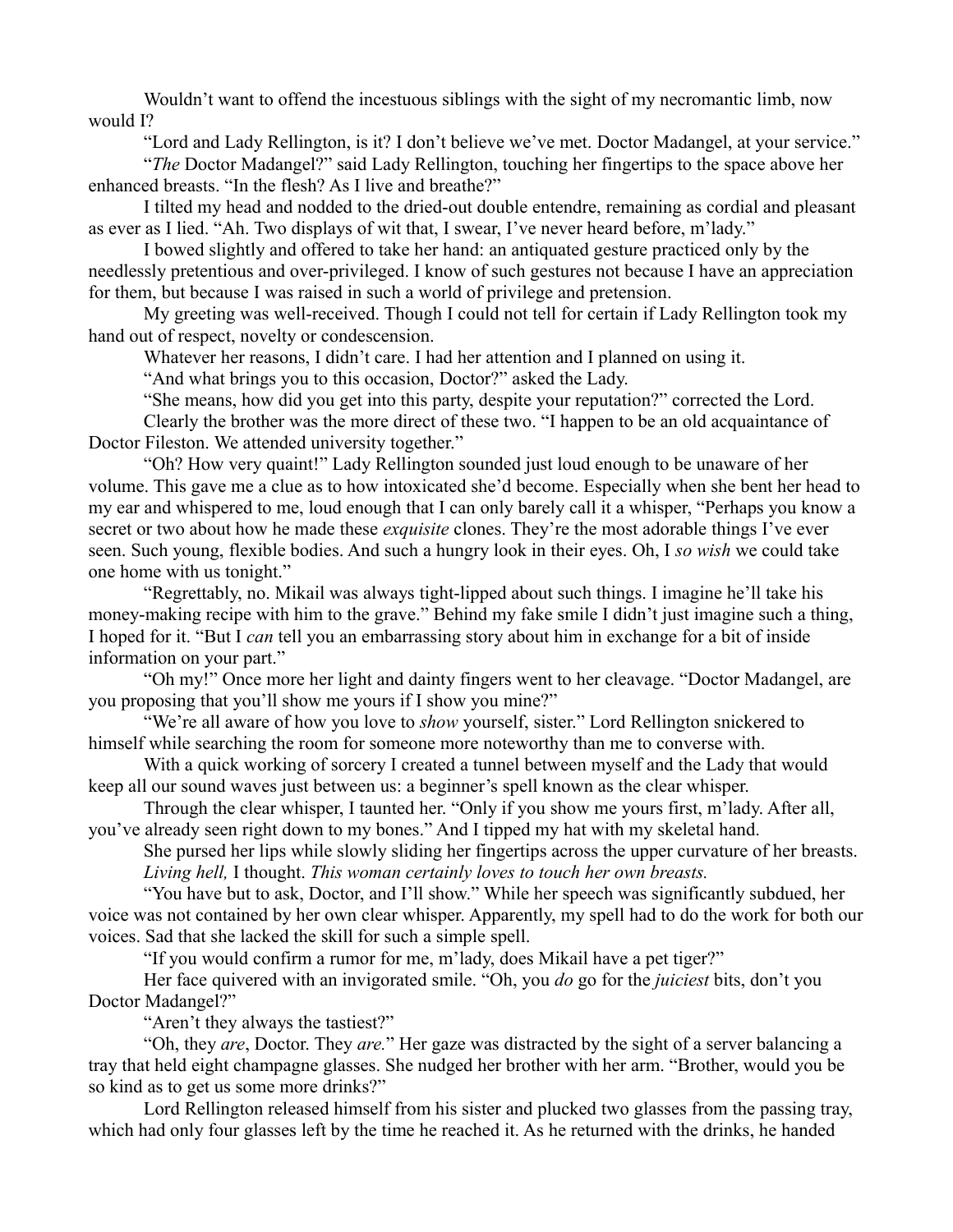Wouldn't want to offend the incestuous siblings with the sight of my necromantic limb, now would I?

"Lord and Lady Rellington, is it? I don't believe we've met. Doctor Madangel, at your service."

"*The* Doctor Madangel?" said Lady Rellington, touching her fingertips to the space above her enhanced breasts. "In the flesh? As I live and breathe?"

I tilted my head and nodded to the dried-out double entendre, remaining as cordial and pleasant as ever as I lied. "Ah. Two displays of wit that, I swear, I've never heard before, m'lady."

I bowed slightly and offered to take her hand: an antiquated gesture practiced only by the needlessly pretentious and over-privileged. I know of such gestures not because I have an appreciation for them, but because I was raised in such a world of privilege and pretension.

My greeting was well-received. Though I could not tell for certain if Lady Rellington took my hand out of respect, novelty or condescension.

Whatever her reasons, I didn't care. I had her attention and I planned on using it.

"And what brings you to this occasion, Doctor?" asked the Lady.

"She means, how did you get into this party, despite your reputation?" corrected the Lord.

Clearly the brother was the more direct of these two. "I happen to be an old acquaintance of Doctor Fileston. We attended university together."

"Oh? How very quaint!" Lady Rellington sounded just loud enough to be unaware of her volume. This gave me a clue as to how intoxicated she'd become. Especially when she bent her head to my ear and whispered to me, loud enough that I can only barely call it a whisper, "Perhaps you know a secret or two about how he made these *exquisite* clones. They're the most adorable things I've ever seen. Such young, flexible bodies. And such a hungry look in their eyes. Oh, I *so wish* we could take one home with us tonight."

"Regrettably, no. Mikail was always tight-lipped about such things. I imagine he'll take his money-making recipe with him to the grave." Behind my fake smile I didn't just imagine such a thing, I hoped for it. "But I *can* tell you an embarrassing story about him in exchange for a bit of inside information on your part."

"Oh my!" Once more her light and dainty fingers went to her cleavage. "Doctor Madangel, are you proposing that you'll show me yours if I show you mine?"

"We're all aware of how you love to *show* yourself, sister." Lord Rellington snickered to himself while searching the room for someone more noteworthy than me to converse with.

With a quick working of sorcery I created a tunnel between myself and the Lady that would keep all our sound waves just between us: a beginner's spell known as the clear whisper.

Through the clear whisper, I taunted her. "Only if you show me yours first, m'lady. After all, you've already seen right down to my bones." And I tipped my hat with my skeletal hand.

She pursed her lips while slowly sliding her fingertips across the upper curvature of her breasts.

*Living hell,* I thought. *This woman certainly loves to touch her own breasts.*

"You have but to ask, Doctor, and I'll show." While her speech was significantly subdued, her voice was not contained by her own clear whisper. Apparently, my spell had to do the work for both our voices. Sad that she lacked the skill for such a simple spell.

"If you would confirm a rumor for me, m'lady, does Mikail have a pet tiger?"

Her face quivered with an invigorated smile. "Oh, you *do* go for the *juiciest* bits, don't you Doctor Madangel?"

"Aren't they always the tastiest?"

"Oh, they *are*, Doctor. They *are.*" Her gaze was distracted by the sight of a server balancing a tray that held eight champagne glasses. She nudged her brother with her arm. "Brother, would you be so kind as to get us some more drinks?"

Lord Rellington released himself from his sister and plucked two glasses from the passing tray, which had only four glasses left by the time he reached it. As he returned with the drinks, he handed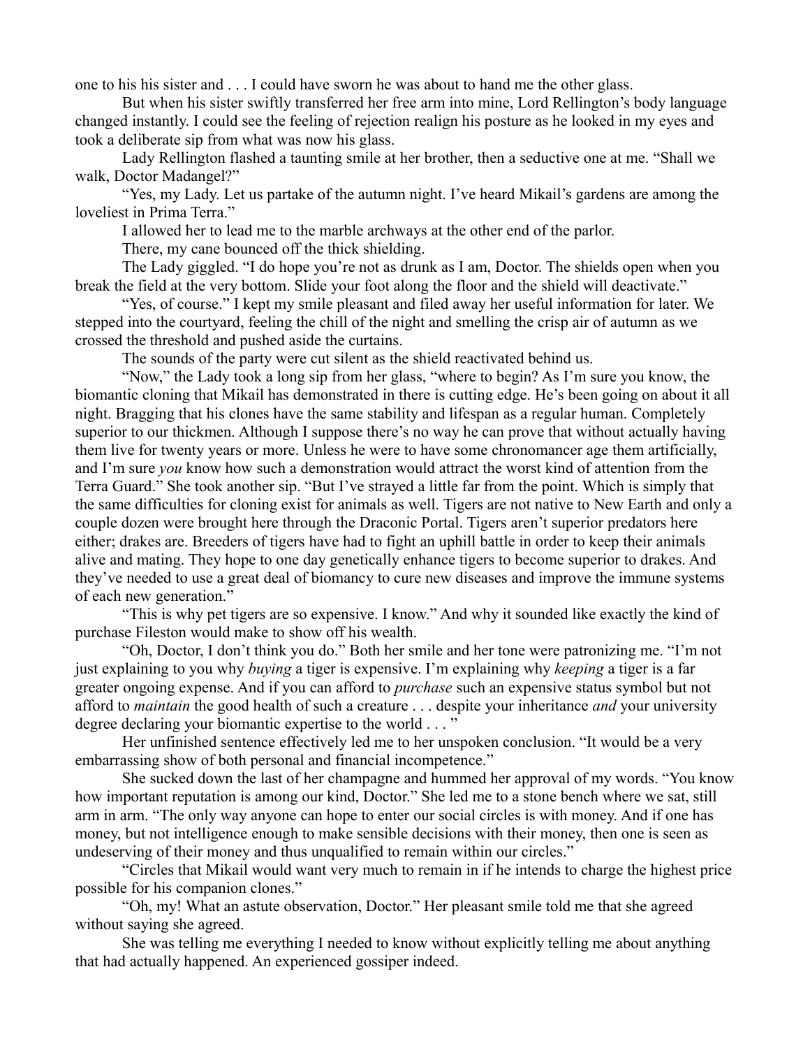one to his his sister and . . . I could have sworn he was about to hand me the other glass.

But when his sister swiftly transferred her free arm into mine, Lord Rellington's body language changed instantly. I could see the feeling of rejection realign his posture as he looked in my eyes and took a deliberate sip from what was now his glass.

Lady Rellington flashed a taunting smile at her brother, then a seductive one at me. "Shall we walk, Doctor Madangel?"

"Yes, my Lady. Let us partake of the autumn night. I've heard Mikail's gardens are among the loveliest in Prima Terra."

I allowed her to lead me to the marble archways at the other end of the parlor.

There, my cane bounced off the thick shielding.

The Lady giggled. "I do hope you're not as drunk as I am, Doctor. The shields open when you break the field at the very bottom. Slide your foot along the floor and the shield will deactivate."

"Yes, of course." I kept my smile pleasant and filed away her useful information for later. We stepped into the courtyard, feeling the chill of the night and smelling the crisp air of autumn as we crossed the threshold and pushed aside the curtains.

The sounds of the party were cut silent as the shield reactivated behind us.

"Now," the Lady took a long sip from her glass, "where to begin? As I'm sure you know, the biomantic cloning that Mikail has demonstrated in there is cutting edge. He's been going on about it all night. Bragging that his clones have the same stability and lifespan as a regular human. Completely superior to our thickmen. Although I suppose there's no way he can prove that without actually having them live for twenty years or more. Unless he were to have some chronomancer age them artificially, and I'm sure *you* know how such a demonstration would attract the worst kind of attention from the Terra Guard." She took another sip. "But I've strayed a little far from the point. Which is simply that the same difficulties for cloning exist for animals as well. Tigers are not native to New Earth and only a couple dozen were brought here through the Draconic Portal. Tigers aren't superior predators here either; drakes are. Breeders of tigers have had to fight an uphill battle in order to keep their animals alive and mating. They hope to one day genetically enhance tigers to become superior to drakes. And they've needed to use a great deal of biomancy to cure new diseases and improve the immune systems of each new generation."

"This is why pet tigers are so expensive. I know." And why it sounded like exactly the kind of purchase Fileston would make to show off his wealth.

"Oh, Doctor, I don't think you do." Both her smile and her tone were patronizing me. "I'm not just explaining to you why *buying* a tiger is expensive. I'm explaining why *keeping* a tiger is a far greater ongoing expense. And if you can afford to *purchase* such an expensive status symbol but not afford to *maintain* the good health of such a creature . . . despite your inheritance *and* your university degree declaring your biomantic expertise to the world . . . "

Her unfinished sentence effectively led me to her unspoken conclusion. "It would be a very embarrassing show of both personal and financial incompetence."

She sucked down the last of her champagne and hummed her approval of my words. "You know how important reputation is among our kind, Doctor." She led me to a stone bench where we sat, still arm in arm. "The only way anyone can hope to enter our social circles is with money. And if one has money, but not intelligence enough to make sensible decisions with their money, then one is seen as undeserving of their money and thus unqualified to remain within our circles."

"Circles that Mikail would want very much to remain in if he intends to charge the highest price possible for his companion clones."

"Oh, my! What an astute observation, Doctor." Her pleasant smile told me that she agreed without saying she agreed.

She was telling me everything I needed to know without explicitly telling me about anything that had actually happened. An experienced gossiper indeed.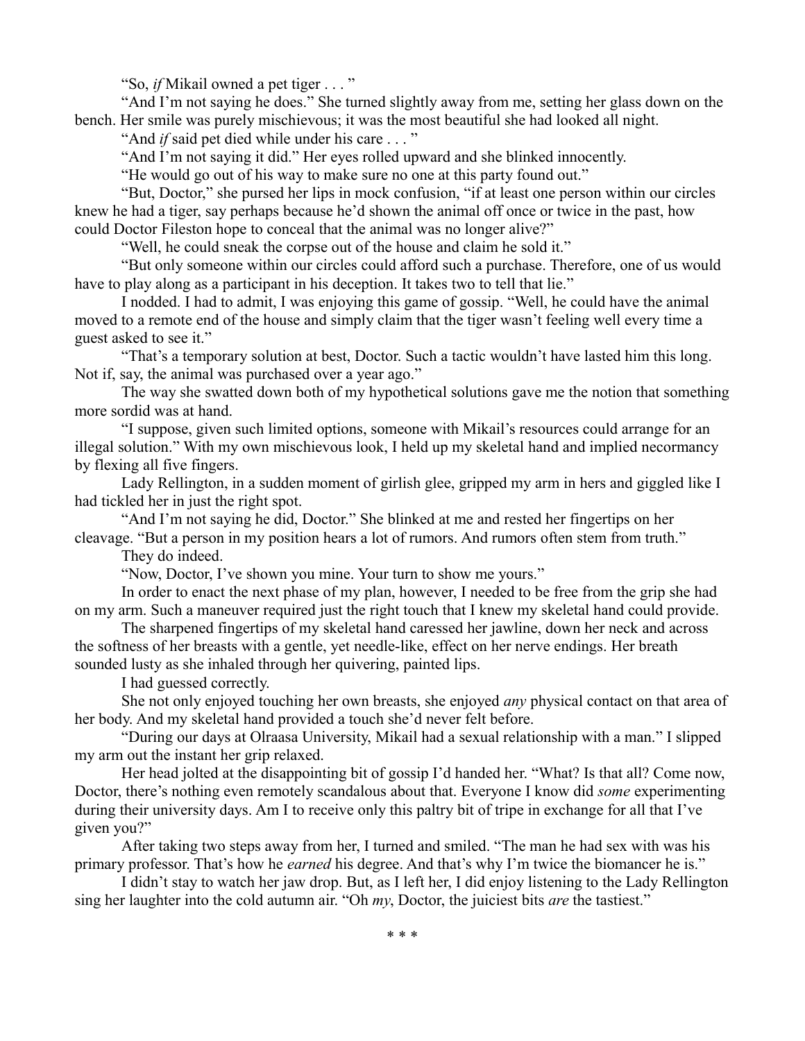"So, *if* Mikail owned a pet tiger . . . "

"And I'm not saying he does." She turned slightly away from me, setting her glass down on the bench. Her smile was purely mischievous; it was the most beautiful she had looked all night.

"And *if* said pet died while under his care . . . "

"And I'm not saying it did." Her eyes rolled upward and she blinked innocently.

"He would go out of his way to make sure no one at this party found out."

"But, Doctor," she pursed her lips in mock confusion, "if at least one person within our circles knew he had a tiger, say perhaps because he'd shown the animal off once or twice in the past, how could Doctor Fileston hope to conceal that the animal was no longer alive?"

"Well, he could sneak the corpse out of the house and claim he sold it."

"But only someone within our circles could afford such a purchase. Therefore, one of us would have to play along as a participant in his deception. It takes two to tell that lie."

I nodded. I had to admit, I was enjoying this game of gossip. "Well, he could have the animal moved to a remote end of the house and simply claim that the tiger wasn't feeling well every time a guest asked to see it."

"That's a temporary solution at best, Doctor. Such a tactic wouldn't have lasted him this long. Not if, say, the animal was purchased over a year ago."

The way she swatted down both of my hypothetical solutions gave me the notion that something more sordid was at hand.

"I suppose, given such limited options, someone with Mikail's resources could arrange for an illegal solution." With my own mischievous look, I held up my skeletal hand and implied necormancy by flexing all five fingers.

Lady Rellington, in a sudden moment of girlish glee, gripped my arm in hers and giggled like I had tickled her in just the right spot.

"And I'm not saying he did, Doctor." She blinked at me and rested her fingertips on her cleavage. "But a person in my position hears a lot of rumors. And rumors often stem from truth."

They do indeed.

"Now, Doctor, I've shown you mine. Your turn to show me yours."

In order to enact the next phase of my plan, however, I needed to be free from the grip she had on my arm. Such a maneuver required just the right touch that I knew my skeletal hand could provide.

The sharpened fingertips of my skeletal hand caressed her jawline, down her neck and across the softness of her breasts with a gentle, yet needle-like, effect on her nerve endings. Her breath sounded lusty as she inhaled through her quivering, painted lips.

I had guessed correctly.

She not only enjoyed touching her own breasts, she enjoyed *any* physical contact on that area of her body. And my skeletal hand provided a touch she'd never felt before.

"During our days at Olraasa University, Mikail had a sexual relationship with a man." I slipped my arm out the instant her grip relaxed.

Her head jolted at the disappointing bit of gossip I'd handed her. "What? Is that all? Come now, Doctor, there's nothing even remotely scandalous about that. Everyone I know did *some* experimenting during their university days. Am I to receive only this paltry bit of tripe in exchange for all that I've given you?"

After taking two steps away from her, I turned and smiled. "The man he had sex with was his primary professor. That's how he *earned* his degree. And that's why I'm twice the biomancer he is."

I didn't stay to watch her jaw drop. But, as I left her, I did enjoy listening to the Lady Rellington sing her laughter into the cold autumn air. "Oh *my*, Doctor, the juiciest bits *are* the tastiest."

\* \* \*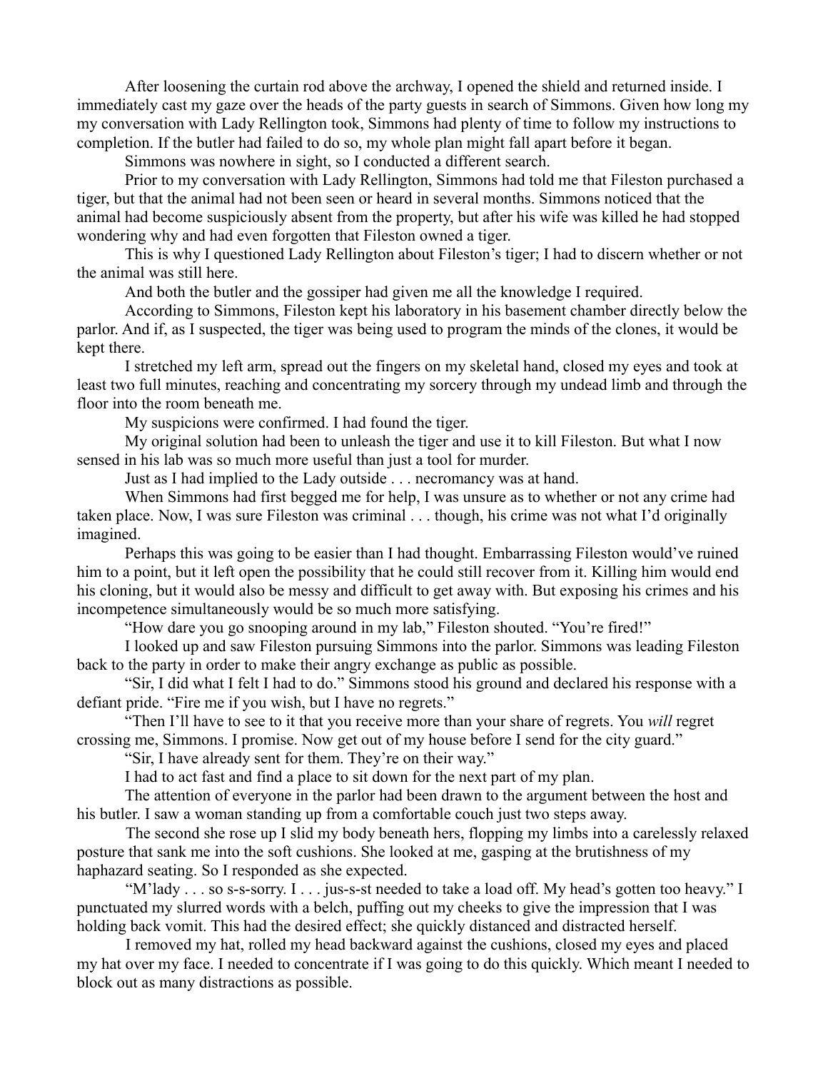After loosening the curtain rod above the archway, I opened the shield and returned inside. I immediately cast my gaze over the heads of the party guests in search of Simmons. Given how long my my conversation with Lady Rellington took, Simmons had plenty of time to follow my instructions to completion. If the butler had failed to do so, my whole plan might fall apart before it began.

Simmons was nowhere in sight, so I conducted a different search.

Prior to my conversation with Lady Rellington, Simmons had told me that Fileston purchased a tiger, but that the animal had not been seen or heard in several months. Simmons noticed that the animal had become suspiciously absent from the property, but after his wife was killed he had stopped wondering why and had even forgotten that Fileston owned a tiger.

This is why I questioned Lady Rellington about Fileston's tiger; I had to discern whether or not the animal was still here.

And both the butler and the gossiper had given me all the knowledge I required.

According to Simmons, Fileston kept his laboratory in his basement chamber directly below the parlor. And if, as I suspected, the tiger was being used to program the minds of the clones, it would be kept there.

I stretched my left arm, spread out the fingers on my skeletal hand, closed my eyes and took at least two full minutes, reaching and concentrating my sorcery through my undead limb and through the floor into the room beneath me.

My suspicions were confirmed. I had found the tiger.

My original solution had been to unleash the tiger and use it to kill Fileston. But what I now sensed in his lab was so much more useful than just a tool for murder.

Just as I had implied to the Lady outside . . . necromancy was at hand.

When Simmons had first begged me for help, I was unsure as to whether or not any crime had taken place. Now, I was sure Fileston was criminal . . . though, his crime was not what I'd originally imagined.

Perhaps this was going to be easier than I had thought. Embarrassing Fileston would've ruined him to a point, but it left open the possibility that he could still recover from it. Killing him would end his cloning, but it would also be messy and difficult to get away with. But exposing his crimes and his incompetence simultaneously would be so much more satisfying.

"How dare you go snooping around in my lab," Fileston shouted. "You're fired!"

I looked up and saw Fileston pursuing Simmons into the parlor. Simmons was leading Fileston back to the party in order to make their angry exchange as public as possible.

"Sir, I did what I felt I had to do." Simmons stood his ground and declared his response with a defiant pride. "Fire me if you wish, but I have no regrets."

"Then I'll have to see to it that you receive more than your share of regrets. You *will* regret crossing me, Simmons. I promise. Now get out of my house before I send for the city guard."

"Sir, I have already sent for them. They're on their way."

I had to act fast and find a place to sit down for the next part of my plan.

The attention of everyone in the parlor had been drawn to the argument between the host and his butler. I saw a woman standing up from a comfortable couch just two steps away.

The second she rose up I slid my body beneath hers, flopping my limbs into a carelessly relaxed posture that sank me into the soft cushions. She looked at me, gasping at the brutishness of my haphazard seating. So I responded as she expected.

"M'lady . . . so s-s-sorry. I . . . jus-s-st needed to take a load off. My head's gotten too heavy." I punctuated my slurred words with a belch, puffing out my cheeks to give the impression that I was holding back vomit. This had the desired effect; she quickly distanced and distracted herself.

I removed my hat, rolled my head backward against the cushions, closed my eyes and placed my hat over my face. I needed to concentrate if I was going to do this quickly. Which meant I needed to block out as many distractions as possible.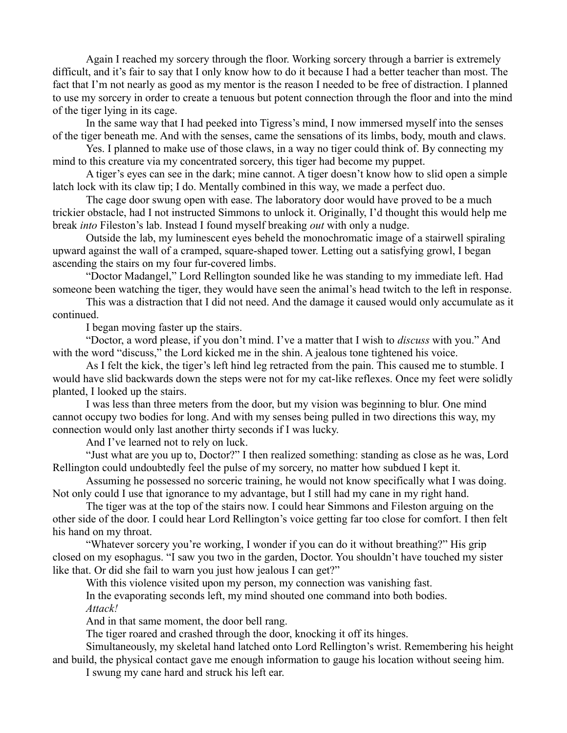Again I reached my sorcery through the floor. Working sorcery through a barrier is extremely difficult, and it's fair to say that I only know how to do it because I had a better teacher than most. The fact that I'm not nearly as good as my mentor is the reason I needed to be free of distraction. I planned to use my sorcery in order to create a tenuous but potent connection through the floor and into the mind of the tiger lying in its cage.

In the same way that I had peeked into Tigress's mind, I now immersed myself into the senses of the tiger beneath me. And with the senses, came the sensations of its limbs, body, mouth and claws.

Yes. I planned to make use of those claws, in a way no tiger could think of. By connecting my mind to this creature via my concentrated sorcery, this tiger had become my puppet.

A tiger's eyes can see in the dark; mine cannot. A tiger doesn't know how to slid open a simple latch lock with its claw tip; I do. Mentally combined in this way, we made a perfect duo.

The cage door swung open with ease. The laboratory door would have proved to be a much trickier obstacle, had I not instructed Simmons to unlock it. Originally, I'd thought this would help me break *into* Fileston's lab. Instead I found myself breaking *out* with only a nudge.

Outside the lab, my luminescent eyes beheld the monochromatic image of a stairwell spiraling upward against the wall of a cramped, square-shaped tower. Letting out a satisfying growl, I began ascending the stairs on my four fur-covered limbs.

"Doctor Madangel," Lord Rellington sounded like he was standing to my immediate left. Had someone been watching the tiger, they would have seen the animal's head twitch to the left in response.

This was a distraction that I did not need. And the damage it caused would only accumulate as it continued.

I began moving faster up the stairs.

"Doctor, a word please, if you don't mind. I've a matter that I wish to *discuss* with you." And with the word "discuss," the Lord kicked me in the shin. A jealous tone tightened his voice.

As I felt the kick, the tiger's left hind leg retracted from the pain. This caused me to stumble. I would have slid backwards down the steps were not for my cat-like reflexes. Once my feet were solidly planted, I looked up the stairs.

I was less than three meters from the door, but my vision was beginning to blur. One mind cannot occupy two bodies for long. And with my senses being pulled in two directions this way, my connection would only last another thirty seconds if I was lucky.

And I've learned not to rely on luck.

"Just what are you up to, Doctor?" I then realized something: standing as close as he was, Lord Rellington could undoubtedly feel the pulse of my sorcery, no matter how subdued I kept it.

Assuming he possessed no sorceric training, he would not know specifically what I was doing. Not only could I use that ignorance to my advantage, but I still had my cane in my right hand.

The tiger was at the top of the stairs now. I could hear Simmons and Fileston arguing on the other side of the door. I could hear Lord Rellington's voice getting far too close for comfort. I then felt his hand on my throat.

"Whatever sorcery you're working, I wonder if you can do it without breathing?" His grip closed on my esophagus. "I saw you two in the garden, Doctor. You shouldn't have touched my sister like that. Or did she fail to warn you just how jealous I can get?"

With this violence visited upon my person, my connection was vanishing fast.

In the evaporating seconds left, my mind shouted one command into both bodies.

*Attack!*

And in that same moment, the door bell rang.

The tiger roared and crashed through the door, knocking it off its hinges.

Simultaneously, my skeletal hand latched onto Lord Rellington's wrist. Remembering his height and build, the physical contact gave me enough information to gauge his location without seeing him.

I swung my cane hard and struck his left ear.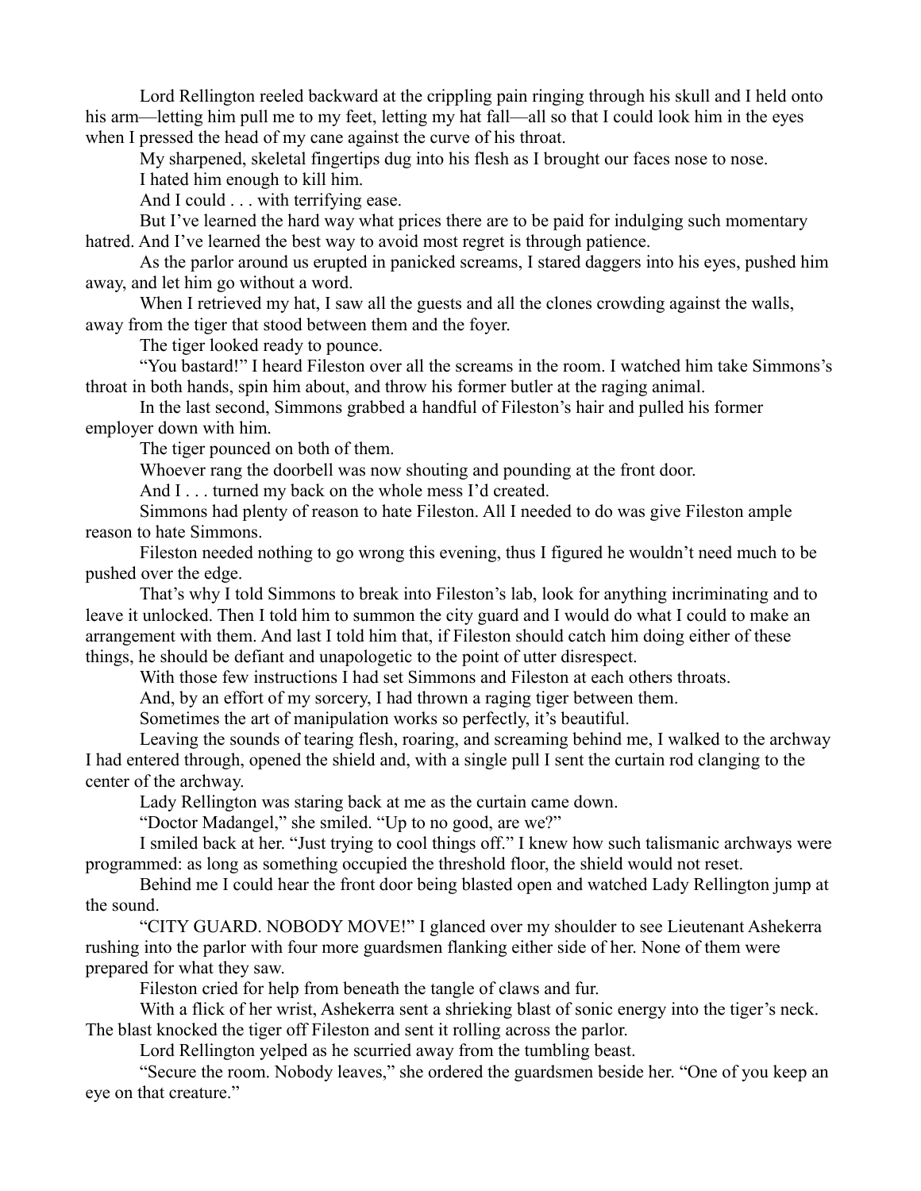Lord Rellington reeled backward at the crippling pain ringing through his skull and I held onto his arm—letting him pull me to my feet, letting my hat fall—all so that I could look him in the eyes when I pressed the head of my cane against the curve of his throat.

My sharpened, skeletal fingertips dug into his flesh as I brought our faces nose to nose.

I hated him enough to kill him.

And I could . . . with terrifying ease.

But I've learned the hard way what prices there are to be paid for indulging such momentary hatred. And I've learned the best way to avoid most regret is through patience.

As the parlor around us erupted in panicked screams, I stared daggers into his eyes, pushed him away, and let him go without a word.

When I retrieved my hat, I saw all the guests and all the clones crowding against the walls, away from the tiger that stood between them and the foyer.

The tiger looked ready to pounce.

"You bastard!" I heard Fileston over all the screams in the room. I watched him take Simmons's throat in both hands, spin him about, and throw his former butler at the raging animal.

In the last second, Simmons grabbed a handful of Fileston's hair and pulled his former employer down with him.

The tiger pounced on both of them.

Whoever rang the doorbell was now shouting and pounding at the front door.

And I . . . turned my back on the whole mess I'd created.

Simmons had plenty of reason to hate Fileston. All I needed to do was give Fileston ample reason to hate Simmons.

Fileston needed nothing to go wrong this evening, thus I figured he wouldn't need much to be pushed over the edge.

That's why I told Simmons to break into Fileston's lab, look for anything incriminating and to leave it unlocked. Then I told him to summon the city guard and I would do what I could to make an arrangement with them. And last I told him that, if Fileston should catch him doing either of these things, he should be defiant and unapologetic to the point of utter disrespect.

With those few instructions I had set Simmons and Fileston at each others throats.

And, by an effort of my sorcery, I had thrown a raging tiger between them.

Sometimes the art of manipulation works so perfectly, it's beautiful.

Leaving the sounds of tearing flesh, roaring, and screaming behind me, I walked to the archway I had entered through, opened the shield and, with a single pull I sent the curtain rod clanging to the center of the archway.

Lady Rellington was staring back at me as the curtain came down.

"Doctor Madangel," she smiled. "Up to no good, are we?"

I smiled back at her. "Just trying to cool things off." I knew how such talismanic archways were programmed: as long as something occupied the threshold floor, the shield would not reset.

Behind me I could hear the front door being blasted open and watched Lady Rellington jump at the sound.

"CITY GUARD. NOBODY MOVE!" I glanced over my shoulder to see Lieutenant Ashekerra rushing into the parlor with four more guardsmen flanking either side of her. None of them were prepared for what they saw.

Fileston cried for help from beneath the tangle of claws and fur.

With a flick of her wrist, Ashekerra sent a shrieking blast of sonic energy into the tiger's neck. The blast knocked the tiger off Fileston and sent it rolling across the parlor.

Lord Rellington yelped as he scurried away from the tumbling beast.

"Secure the room. Nobody leaves," she ordered the guardsmen beside her. "One of you keep an eye on that creature."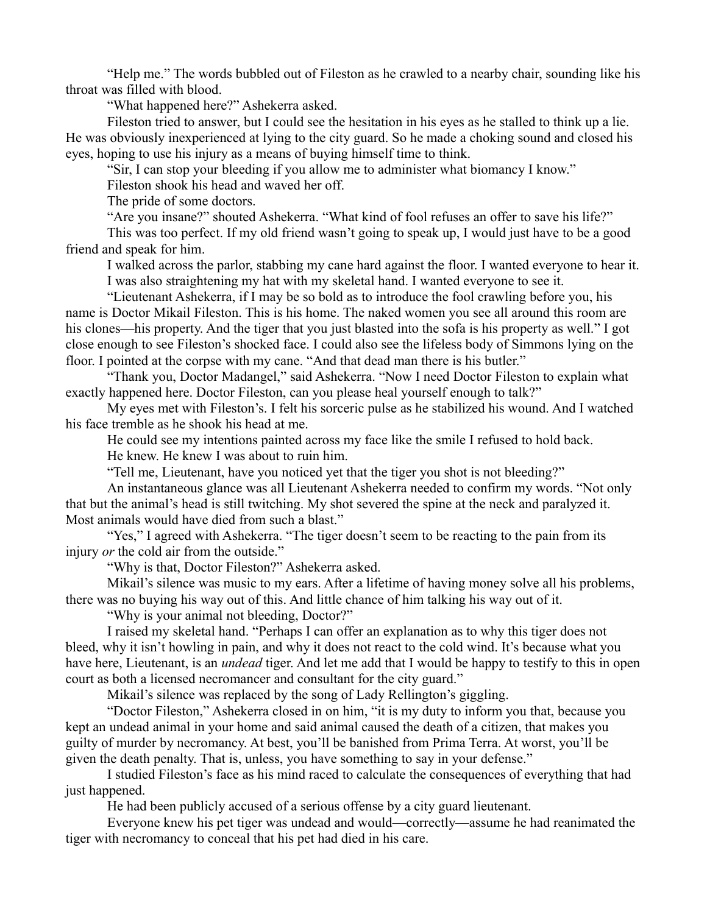"Help me." The words bubbled out of Fileston as he crawled to a nearby chair, sounding like his throat was filled with blood.

"What happened here?" Ashekerra asked.

Fileston tried to answer, but I could see the hesitation in his eyes as he stalled to think up a lie. He was obviously inexperienced at lying to the city guard. So he made a choking sound and closed his eyes, hoping to use his injury as a means of buying himself time to think.

"Sir, I can stop your bleeding if you allow me to administer what biomancy I know."

Fileston shook his head and waved her off.

The pride of some doctors.

"Are you insane?" shouted Ashekerra. "What kind of fool refuses an offer to save his life?"

This was too perfect. If my old friend wasn't going to speak up, I would just have to be a good friend and speak for him.

I walked across the parlor, stabbing my cane hard against the floor. I wanted everyone to hear it.

I was also straightening my hat with my skeletal hand. I wanted everyone to see it.

"Lieutenant Ashekerra, if I may be so bold as to introduce the fool crawling before you, his name is Doctor Mikail Fileston. This is his home. The naked women you see all around this room are his clones—his property. And the tiger that you just blasted into the sofa is his property as well." I got close enough to see Fileston's shocked face. I could also see the lifeless body of Simmons lying on the floor. I pointed at the corpse with my cane. "And that dead man there is his butler."

"Thank you, Doctor Madangel," said Ashekerra. "Now I need Doctor Fileston to explain what exactly happened here. Doctor Fileston, can you please heal yourself enough to talk?"

My eyes met with Fileston's. I felt his sorceric pulse as he stabilized his wound. And I watched his face tremble as he shook his head at me.

He could see my intentions painted across my face like the smile I refused to hold back.

He knew. He knew I was about to ruin him.

"Tell me, Lieutenant, have you noticed yet that the tiger you shot is not bleeding?"

An instantaneous glance was all Lieutenant Ashekerra needed to confirm my words. "Not only that but the animal's head is still twitching. My shot severed the spine at the neck and paralyzed it. Most animals would have died from such a blast."

"Yes," I agreed with Ashekerra. "The tiger doesn't seem to be reacting to the pain from its injury *or* the cold air from the outside."

"Why is that, Doctor Fileston?" Ashekerra asked.

Mikail's silence was music to my ears. After a lifetime of having money solve all his problems, there was no buying his way out of this. And little chance of him talking his way out of it.

"Why is your animal not bleeding, Doctor?"

I raised my skeletal hand. "Perhaps I can offer an explanation as to why this tiger does not bleed, why it isn't howling in pain, and why it does not react to the cold wind. It's because what you have here, Lieutenant, is an *undead* tiger. And let me add that I would be happy to testify to this in open court as both a licensed necromancer and consultant for the city guard."

Mikail's silence was replaced by the song of Lady Rellington's giggling.

"Doctor Fileston," Ashekerra closed in on him, "it is my duty to inform you that, because you kept an undead animal in your home and said animal caused the death of a citizen, that makes you guilty of murder by necromancy. At best, you'll be banished from Prima Terra. At worst, you'll be given the death penalty. That is, unless, you have something to say in your defense."

I studied Fileston's face as his mind raced to calculate the consequences of everything that had just happened.

He had been publicly accused of a serious offense by a city guard lieutenant.

Everyone knew his pet tiger was undead and would—correctly—assume he had reanimated the tiger with necromancy to conceal that his pet had died in his care.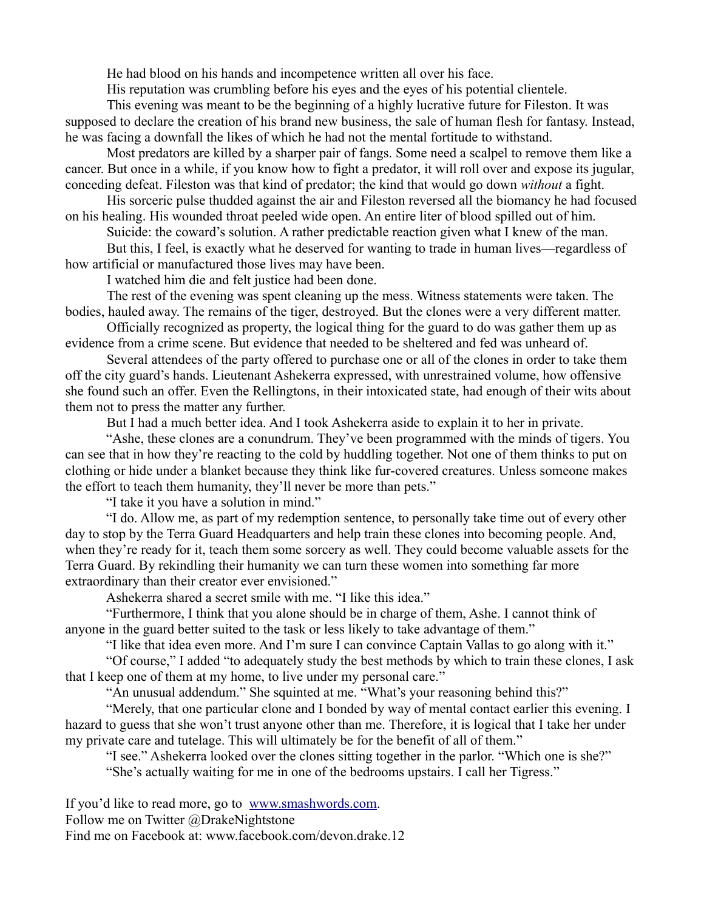He had blood on his hands and incompetence written all over his face.

His reputation was crumbling before his eyes and the eyes of his potential clientele.

This evening was meant to be the beginning of a highly lucrative future for Fileston. It was supposed to declare the creation of his brand new business, the sale of human flesh for fantasy. Instead, he was facing a downfall the likes of which he had not the mental fortitude to withstand.

Most predators are killed by a sharper pair of fangs. Some need a scalpel to remove them like a cancer. But once in a while, if you know how to fight a predator, it will roll over and expose its jugular, conceding defeat. Fileston was that kind of predator; the kind that would go down *without* a fight.

His sorceric pulse thudded against the air and Fileston reversed all the biomancy he had focused on his healing. His wounded throat peeled wide open. An entire liter of blood spilled out of him.

Suicide: the coward's solution. A rather predictable reaction given what I knew of the man.

But this, I feel, is exactly what he deserved for wanting to trade in human lives—regardless of how artificial or manufactured those lives may have been.

I watched him die and felt justice had been done.

The rest of the evening was spent cleaning up the mess. Witness statements were taken. The bodies, hauled away. The remains of the tiger, destroyed. But the clones were a very different matter.

Officially recognized as property, the logical thing for the guard to do was gather them up as evidence from a crime scene. But evidence that needed to be sheltered and fed was unheard of.

Several attendees of the party offered to purchase one or all of the clones in order to take them off the city guard's hands. Lieutenant Ashekerra expressed, with unrestrained volume, how offensive she found such an offer. Even the Rellingtons, in their intoxicated state, had enough of their wits about them not to press the matter any further.

But I had a much better idea. And I took Ashekerra aside to explain it to her in private.

"Ashe, these clones are a conundrum. They've been programmed with the minds of tigers. You can see that in how they're reacting to the cold by huddling together. Not one of them thinks to put on clothing or hide under a blanket because they think like fur-covered creatures. Unless someone makes the effort to teach them humanity, they'll never be more than pets."

"I take it you have a solution in mind."

"I do. Allow me, as part of my redemption sentence, to personally take time out of every other day to stop by the Terra Guard Headquarters and help train these clones into becoming people. And, when they're ready for it, teach them some sorcery as well. They could become valuable assets for the Terra Guard. By rekindling their humanity we can turn these women into something far more extraordinary than their creator ever envisioned."

Ashekerra shared a secret smile with me. "I like this idea."

"Furthermore, I think that you alone should be in charge of them, Ashe. I cannot think of anyone in the guard better suited to the task or less likely to take advantage of them."

"I like that idea even more. And I'm sure I can convince Captain Vallas to go along with it."

"Of course," I added "to adequately study the best methods by which to train these clones, I ask that I keep one of them at my home, to live under my personal care."

"An unusual addendum." She squinted at me. "What's your reasoning behind this?"

"Merely, that one particular clone and I bonded by way of mental contact earlier this evening. I hazard to guess that she won't trust anyone other than me. Therefore, it is logical that I take her under my private care and tutelage. This will ultimately be for the benefit of all of them."

"I see." Ashekerra looked over the clones sitting together in the parlor. "Which one is she?"

"She's actually waiting for me in one of the bedrooms upstairs. I call her Tigress."

If you'd like to read more, go to [www.smashwords.com](http://www.smashwords.com).
Follow me on Twitter @DrakeNightstone
Find me on Facebook at: www.facebook.com/devon.drake.12